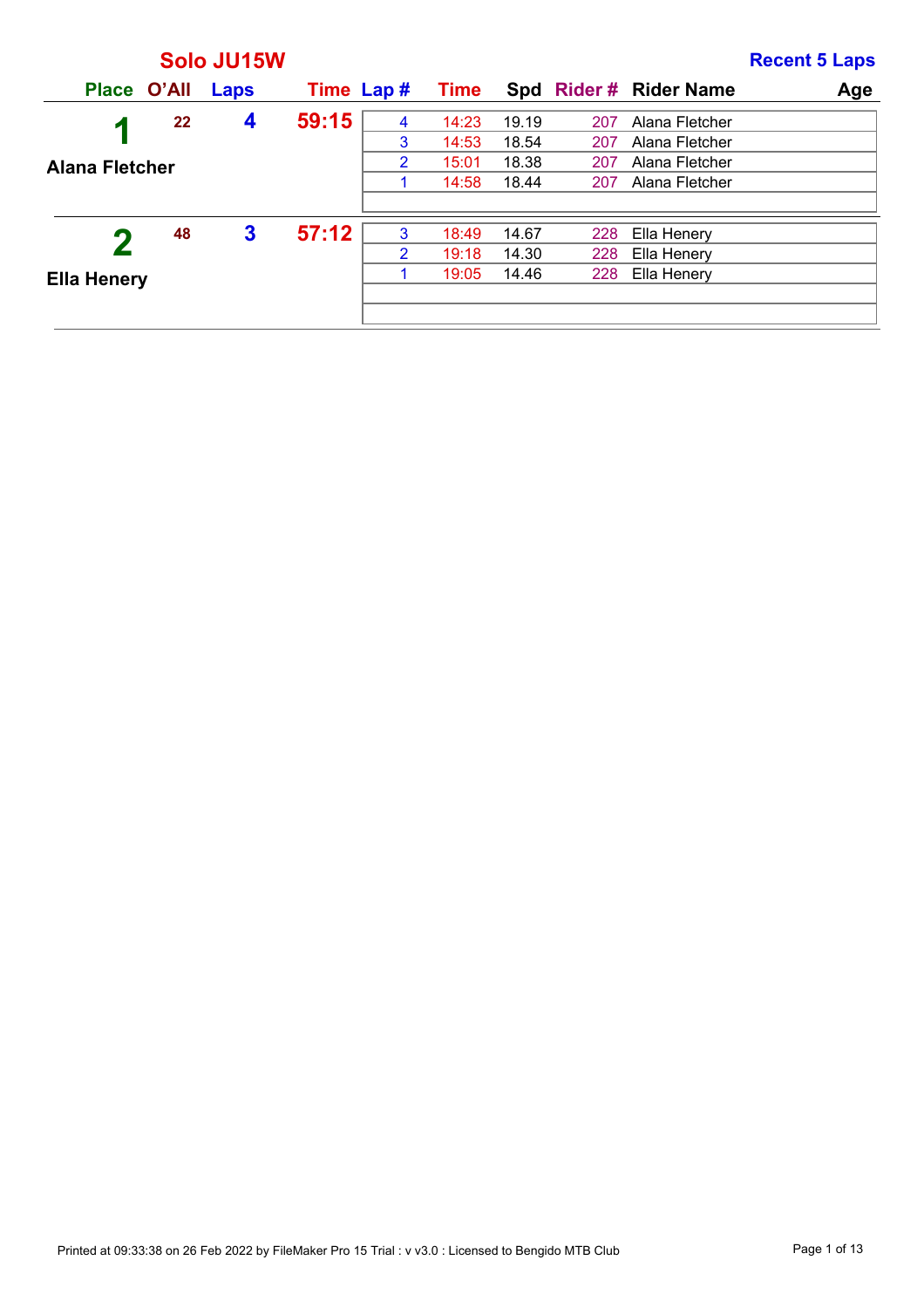## Solo JU15W

**Recent 5 Laps**

| Place | O'All | Laps | Time | Lap # | Time | Spd | Rider # | Rider Name | Age |
|---|---|---|---|---|---|---|---|---|---|
| 1 | 22 | 4 | 59:15 | 4 | 14:23 | 19.19 | 207 | Alana Fletcher | |
| Alana Fletcher | | | | 3 | 14:53 | 18.54 | 207 | Alana Fletcher | |
| | | | | 2 | 15:01 | 18.38 | 207 | Alana Fletcher | |
| | | | | 1 | 14:58 | 18.44 | 207 | Alana Fletcher | |
| 2 | 48 | 3 | 57:12 | 3 | 18:49 | 14.67 | 228 | Ella Henery | |
| Ella Henery | | | | 2 | 19:18 | 14.30 | 228 | Ella Henery | |
| | | | | 1 | 19:05 | 14.46 | 228 | Ella Henery | |

Printed at 09:33:38 on 26 Feb 2022 by FileMaker Pro 15 Trial : v v3.0 : Licensed to Bengido MTB Club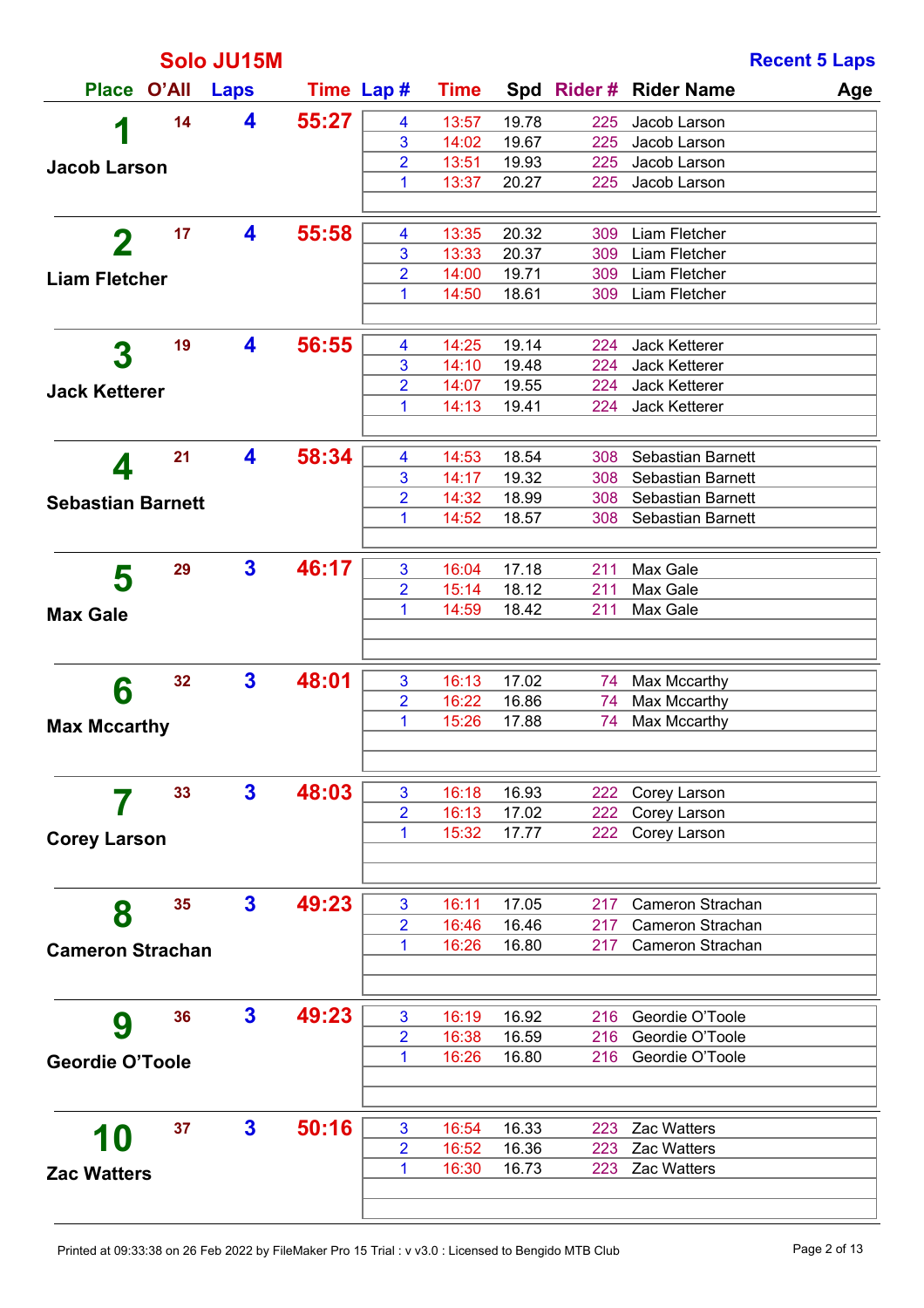## Solo JU15M

**Recent 5 Laps**

| Place | O'All | Laps | Time | Lap # | Time | Spd | Rider # | Rider Name | Age |
|---|---|---|---|---|---|---|---|---|---|
| **1** Jacob Larson | 14 | 4 | 55:27 | 4 | 13:57 | 19.78 | 225 | Jacob Larson | |
| | | | | 3 | 14:02 | 19.67 | 225 | Jacob Larson | |
| | | | | 2 | 13:51 | 19.93 | 225 | Jacob Larson | |
| | | | | 1 | 13:37 | 20.27 | 225 | Jacob Larson | |
| **2** Liam Fletcher | 17 | 4 | 55:58 | 4 | 13:35 | 20.32 | 309 | Liam Fletcher | |
| | | | | 3 | 13:33 | 20.37 | 309 | Liam Fletcher | |
| | | | | 2 | 14:00 | 19.71 | 309 | Liam Fletcher | |
| | | | | 1 | 14:50 | 18.61 | 309 | Liam Fletcher | |
| **3** Jack Ketterer | 19 | 4 | 56:55 | 4 | 14:25 | 19.14 | 224 | Jack Ketterer | |
| | | | | 3 | 14:10 | 19.48 | 224 | Jack Ketterer | |
| | | | | 2 | 14:07 | 19.55 | 224 | Jack Ketterer | |
| | | | | 1 | 14:13 | 19.41 | 224 | Jack Ketterer | |
| **4** Sebastian Barnett | 21 | 4 | 58:34 | 4 | 14:53 | 18.54 | 308 | Sebastian Barnett | |
| | | | | 3 | 14:17 | 19.32 | 308 | Sebastian Barnett | |
| | | | | 2 | 14:32 | 18.99 | 308 | Sebastian Barnett | |
| | | | | 1 | 14:52 | 18.57 | 308 | Sebastian Barnett | |
| **5** Max Gale | 29 | 3 | 46:17 | 3 | 16:04 | 17.18 | 211 | Max Gale | |
| | | | | 2 | 15:14 | 18.12 | 211 | Max Gale | |
| | | | | 1 | 14:59 | 18.42 | 211 | Max Gale | |
| **6** Max Mccarthy | 32 | 3 | 48:01 | 3 | 16:13 | 17.02 | 74 | Max Mccarthy | |
| | | | | 2 | 16:22 | 16.86 | 74 | Max Mccarthy | |
| | | | | 1 | 15:26 | 17.88 | 74 | Max Mccarthy | |
| **7** Corey Larson | 33 | 3 | 48:03 | 3 | 16:18 | 16.93 | 222 | Corey Larson | |
| | | | | 2 | 16:13 | 17.02 | 222 | Corey Larson | |
| | | | | 1 | 15:32 | 17.77 | 222 | Corey Larson | |
| **8** Cameron Strachan | 35 | 3 | 49:23 | 3 | 16:11 | 17.05 | 217 | Cameron Strachan | |
| | | | | 2 | 16:46 | 16.46 | 217 | Cameron Strachan | |
| | | | | 1 | 16:26 | 16.80 | 217 | Cameron Strachan | |
| **9** Geordie O'Toole | 36 | 3 | 49:23 | 3 | 16:19 | 16.92 | 216 | Geordie O'Toole | |
| | | | | 2 | 16:38 | 16.59 | 216 | Geordie O'Toole | |
| | | | | 1 | 16:26 | 16.80 | 216 | Geordie O'Toole | |
| **10** Zac Watters | 37 | 3 | 50:16 | 3 | 16:54 | 16.33 | 223 | Zac Watters | |
| | | | | 2 | 16:52 | 16.36 | 223 | Zac Watters | |
| | | | | 1 | 16:30 | 16.73 | 223 | Zac Watters | |

Printed at 09:33:38 on 26 Feb 2022 by FileMaker Pro 15 Trial : v v3.0 : Licensed to Bengido MTB Club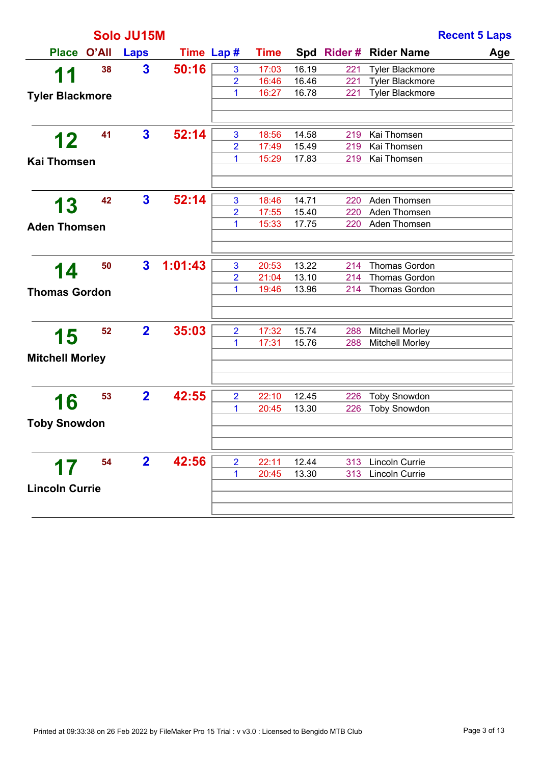## Solo JU15M

**Recent 5 Laps**

| Place | O'All | Laps | Time | Lap # | Time | Spd | Rider # | Rider Name | Age |
|---|---|---|---|---|---|---|---|---|---|
| **11** Tyler Blackmore | 38 | 3 | 50:16 | 3 | 17:03 | 16.19 | 221 | Tyler Blackmore | |
| | | | | 2 | 16:46 | 16.46 | 221 | Tyler Blackmore | |
| | | | | 1 | 16:27 | 16.78 | 221 | Tyler Blackmore | |
| **12** Kai Thomsen | 41 | 3 | 52:14 | 3 | 18:56 | 14.58 | 219 | Kai Thomsen | |
| | | | | 2 | 17:49 | 15.49 | 219 | Kai Thomsen | |
| | | | | 1 | 15:29 | 17.83 | 219 | Kai Thomsen | |
| **13** Aden Thomsen | 42 | 3 | 52:14 | 3 | 18:46 | 14.71 | 220 | Aden Thomsen | |
| | | | | 2 | 17:55 | 15.40 | 220 | Aden Thomsen | |
| | | | | 1 | 15:33 | 17.75 | 220 | Aden Thomsen | |
| **14** Thomas Gordon | 50 | 3 | 1:01:43 | 3 | 20:53 | 13.22 | 214 | Thomas Gordon | |
| | | | | 2 | 21:04 | 13.10 | 214 | Thomas Gordon | |
| | | | | 1 | 19:46 | 13.96 | 214 | Thomas Gordon | |
| **15** Mitchell Morley | 52 | 2 | 35:03 | 2 | 17:32 | 15.74 | 288 | Mitchell Morley | |
| | | | | 1 | 17:31 | 15.76 | 288 | Mitchell Morley | |
| **16** Toby Snowdon | 53 | 2 | 42:55 | 2 | 22:10 | 12.45 | 226 | Toby Snowdon | |
| | | | | 1 | 20:45 | 13.30 | 226 | Toby Snowdon | |
| **17** Lincoln Currie | 54 | 2 | 42:56 | 2 | 22:11 | 12.44 | 313 | Lincoln Currie | |
| | | | | 1 | 20:45 | 13.30 | 313 | Lincoln Currie | |

Printed at 09:33:38 on 26 Feb 2022 by FileMaker Pro 15 Trial : v v3.0 : Licensed to Bengido MTB Club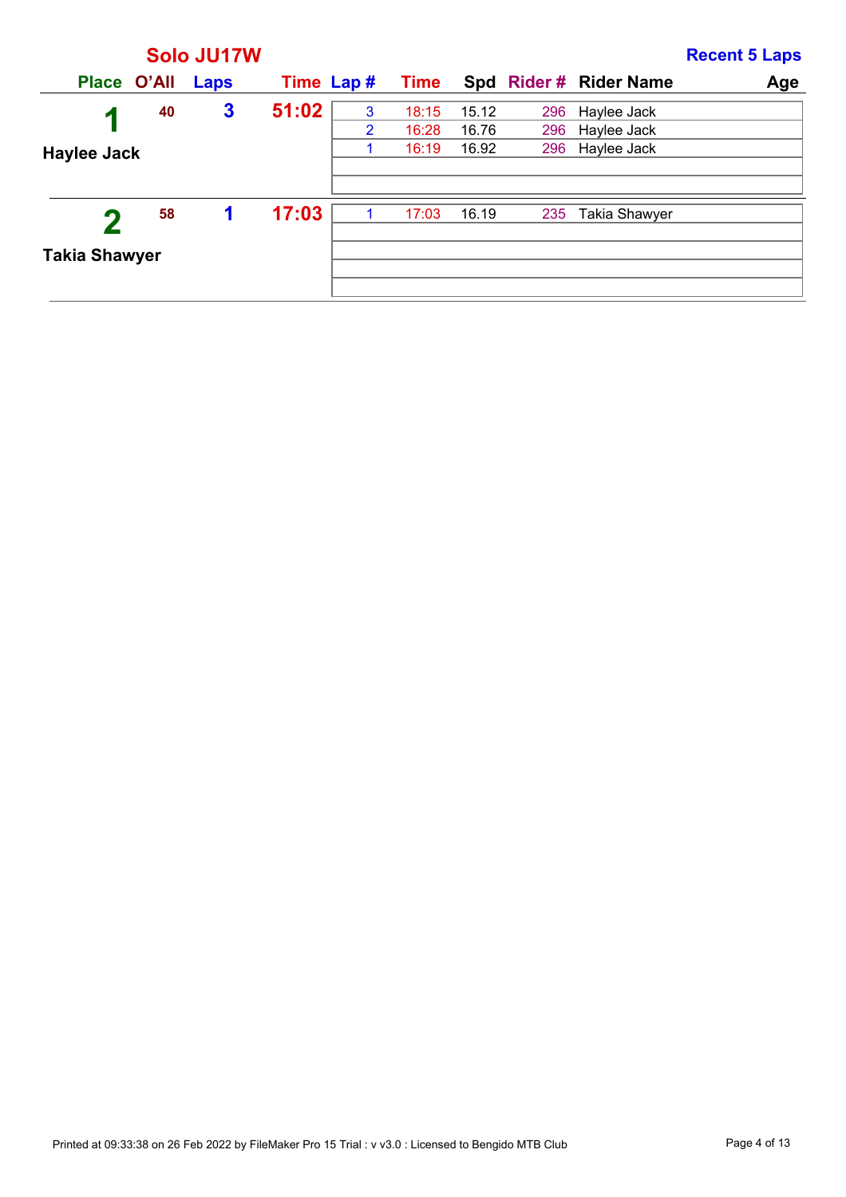## Solo JU17W

**Recent 5 Laps**

| Place | O'All | Laps | Time | Lap # | Time | Spd | Rider # | Rider Name | Age |
|---|---|---|---|---|---|---|---|---|---|
| **1** Haylee Jack | 40 | 3 | 51:02 | 3 | 18:15 | 15.12 | 296 | Haylee Jack | |
| | | | | 2 | 16:28 | 16.76 | 296 | Haylee Jack | |
| | | | | 1 | 16:19 | 16.92 | 296 | Haylee Jack | |
| **2** Takia Shawyer | 58 | 1 | 17:03 | 1 | 17:03 | 16.19 | 235 | Takia Shawyer | |

Printed at 09:33:38 on 26 Feb 2022 by FileMaker Pro 15 Trial : v v3.0 : Licensed to Bengido MTB Club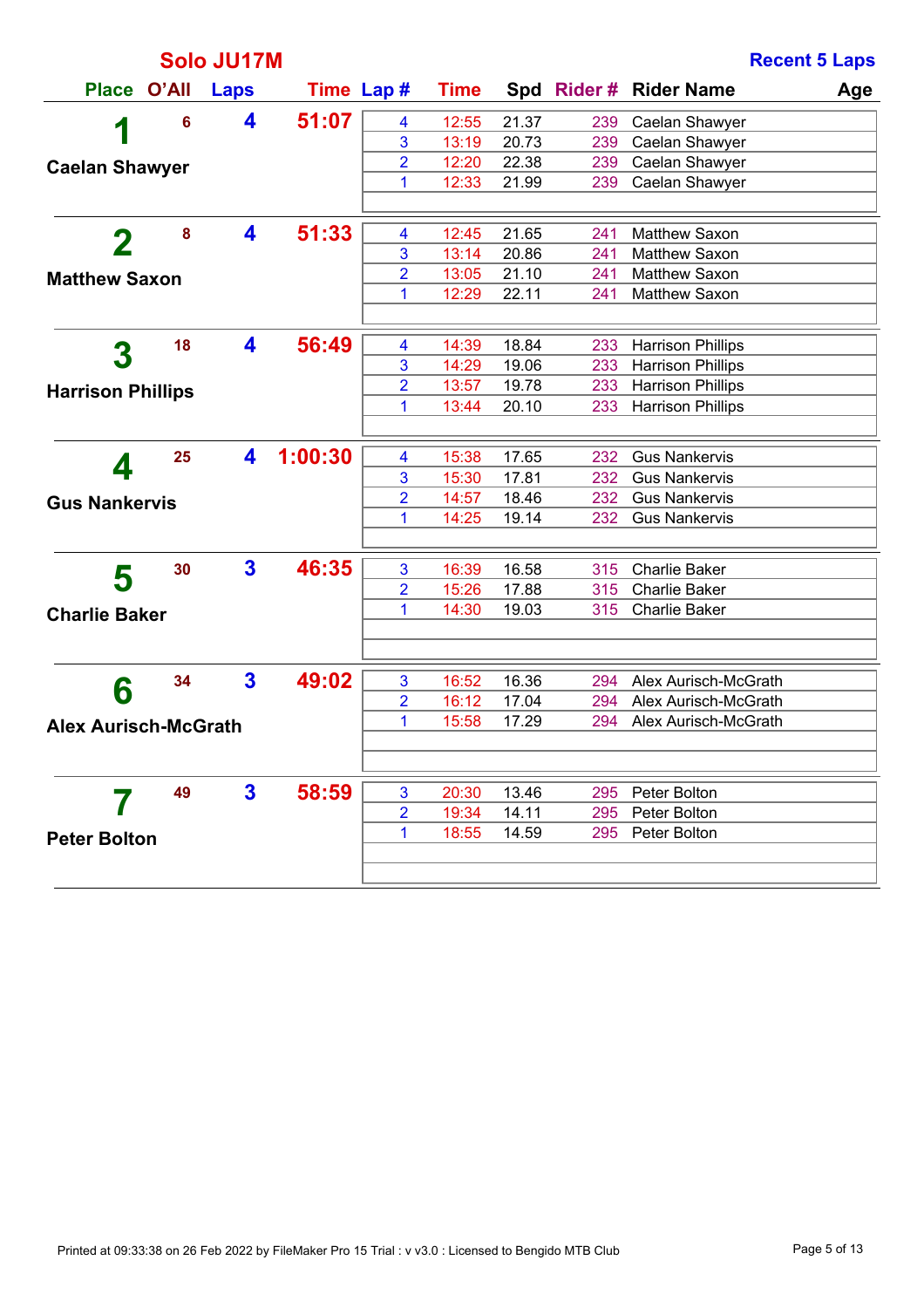## Solo JU17M

**Recent 5 Laps**

| Place | O'All | Laps | Time | Lap # | Time | Spd | Rider # | Rider Name | Age |
|---|---|---|---|---|---|---|---|---|---|
| **1** Caelan Shawyer | 6 | 4 | 51:07 | 4 | 12:55 | 21.37 | 239 | Caelan Shawyer | |
| | | | | 3 | 13:19 | 20.73 | 239 | Caelan Shawyer | |
| | | | | 2 | 12:20 | 22.38 | 239 | Caelan Shawyer | |
| | | | | 1 | 12:33 | 21.99 | 239 | Caelan Shawyer | |
| **2** Matthew Saxon | 8 | 4 | 51:33 | 4 | 12:45 | 21.65 | 241 | Matthew Saxon | |
| | | | | 3 | 13:14 | 20.86 | 241 | Matthew Saxon | |
| | | | | 2 | 13:05 | 21.10 | 241 | Matthew Saxon | |
| | | | | 1 | 12:29 | 22.11 | 241 | Matthew Saxon | |
| **3** Harrison Phillips | 18 | 4 | 56:49 | 4 | 14:39 | 18.84 | 233 | Harrison Phillips | |
| | | | | 3 | 14:29 | 19.06 | 233 | Harrison Phillips | |
| | | | | 2 | 13:57 | 19.78 | 233 | Harrison Phillips | |
| | | | | 1 | 13:44 | 20.10 | 233 | Harrison Phillips | |
| **4** Gus Nankervis | 25 | 4 | 1:00:30 | 4 | 15:38 | 17.65 | 232 | Gus Nankervis | |
| | | | | 3 | 15:30 | 17.81 | 232 | Gus Nankervis | |
| | | | | 2 | 14:57 | 18.46 | 232 | Gus Nankervis | |
| | | | | 1 | 14:25 | 19.14 | 232 | Gus Nankervis | |
| **5** Charlie Baker | 30 | 3 | 46:35 | 3 | 16:39 | 16.58 | 315 | Charlie Baker | |
| | | | | 2 | 15:26 | 17.88 | 315 | Charlie Baker | |
| | | | | 1 | 14:30 | 19.03 | 315 | Charlie Baker | |
| **6** Alex Aurisch-McGrath | 34 | 3 | 49:02 | 3 | 16:52 | 16.36 | 294 | Alex Aurisch-McGrath | |
| | | | | 2 | 16:12 | 17.04 | 294 | Alex Aurisch-McGrath | |
| | | | | 1 | 15:58 | 17.29 | 294 | Alex Aurisch-McGrath | |
| **7** Peter Bolton | 49 | 3 | 58:59 | 3 | 20:30 | 13.46 | 295 | Peter Bolton | |
| | | | | 2 | 19:34 | 14.11 | 295 | Peter Bolton | |
| | | | | 1 | 18:55 | 14.59 | 295 | Peter Bolton | |

Printed at 09:33:38 on 26 Feb 2022 by FileMaker Pro 15 Trial : v v3.0 : Licensed to Bengido MTB Club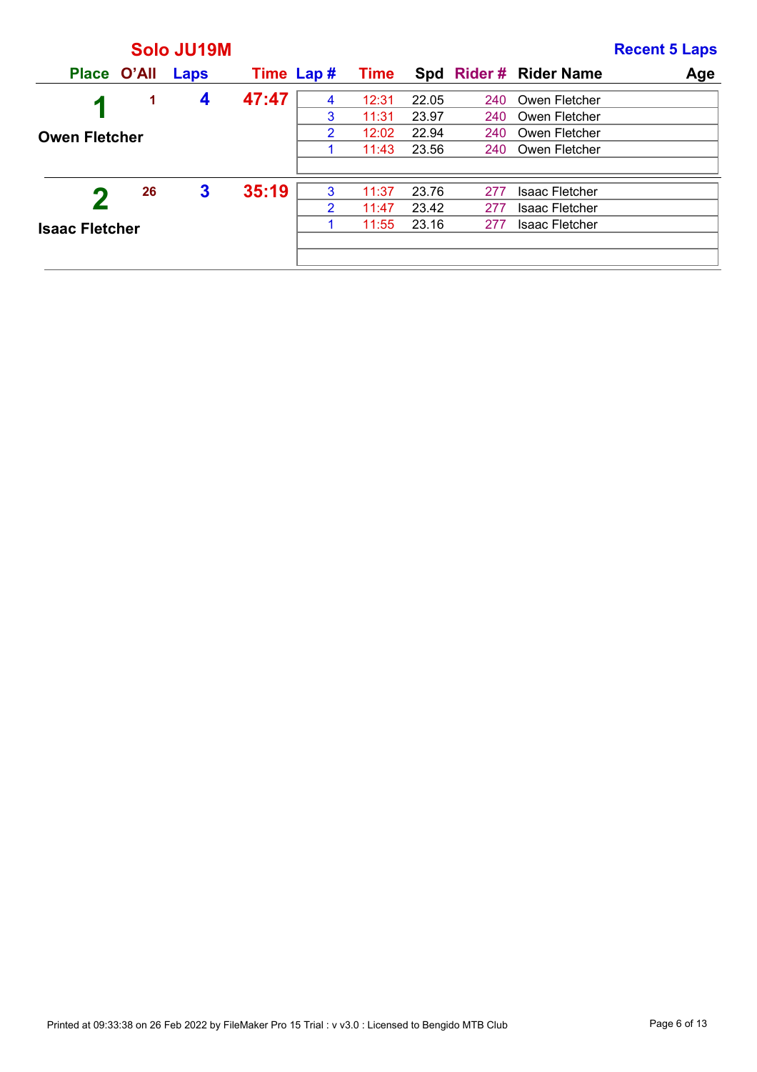## Solo JU19M

**Recent 5 Laps**

| Place | O'All | Laps | Time | Lap # | Time | Spd | Rider # | Rider Name | Age |
|---|---|---|---|---|---|---|---|---|---|
| **1** Owen Fletcher | 1 | 4 | 47:47 | 4 | 12:31 | 22.05 | 240 | Owen Fletcher | |
| | | | | 3 | 11:31 | 23.97 | 240 | Owen Fletcher | |
| | | | | 2 | 12:02 | 22.94 | 240 | Owen Fletcher | |
| | | | | 1 | 11:43 | 23.56 | 240 | Owen Fletcher | |
| **2** Isaac Fletcher | 26 | 3 | 35:19 | 3 | 11:37 | 23.76 | 277 | Isaac Fletcher | |
| | | | | 2 | 11:47 | 23.42 | 277 | Isaac Fletcher | |
| | | | | 1 | 11:55 | 23.16 | 277 | Isaac Fletcher | |

Printed at 09:33:38 on 26 Feb 2022 by FileMaker Pro 15 Trial : v v3.0 : Licensed to Bengido MTB Club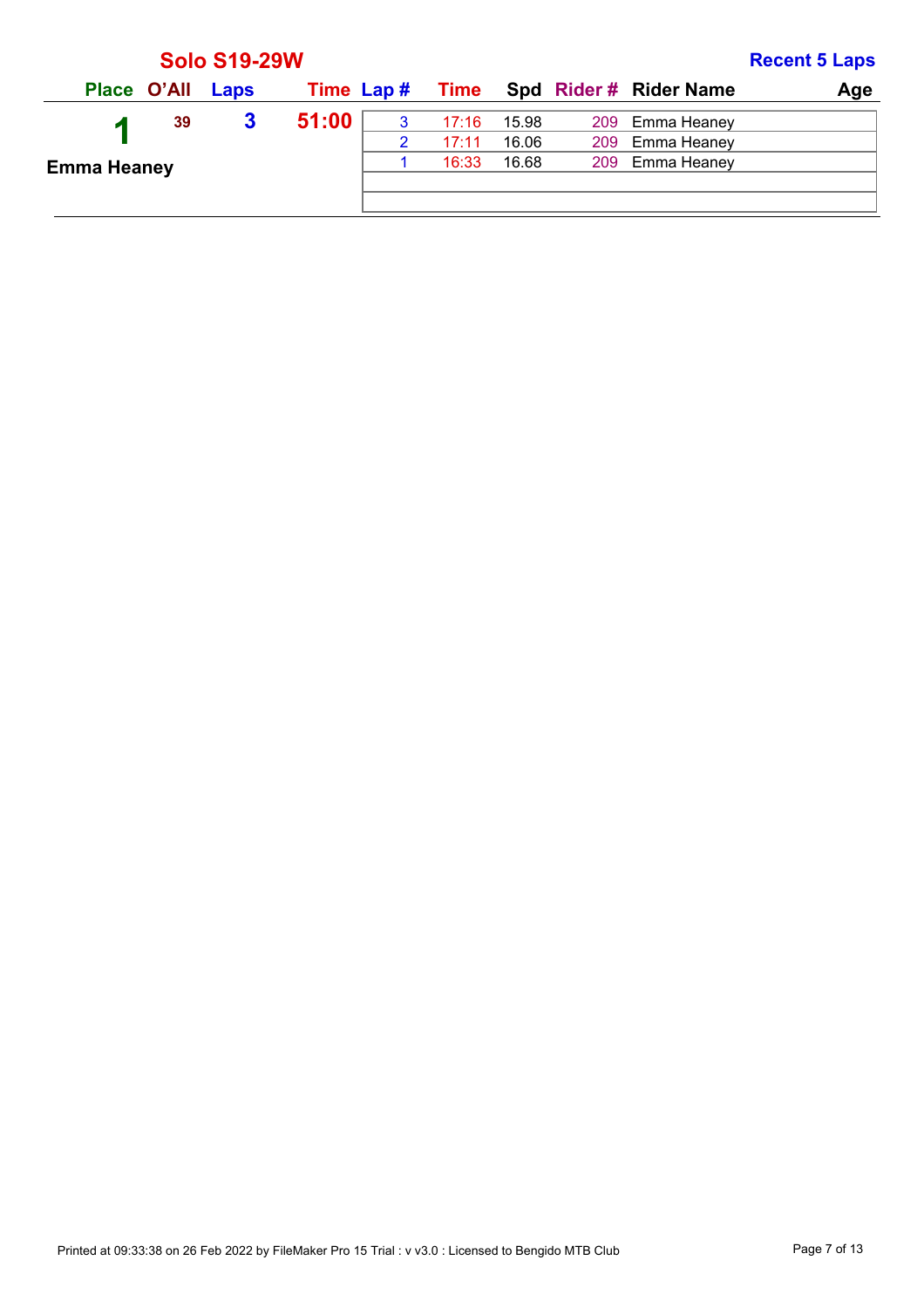## Solo S19-29W

**Recent 5 Laps**

| Place | O'All | Laps | Time | Lap # | Time | Spd | Rider # | Rider Name | Age |
|---|---|---|---|---|---|---|---|---|---|
| 1 | 39 | 3 | 51:00 | 3 | 17:16 | 15.98 | 209 | Emma Heaney | |
| Emma Heaney | | | | 2 | 17:11 | 16.06 | 209 | Emma Heaney | |
| | | | | 1 | 16:33 | 16.68 | 209 | Emma Heaney | |

Printed at 09:33:38 on 26 Feb 2022 by FileMaker Pro 15 Trial : v v3.0 : Licensed to Bengido MTB Club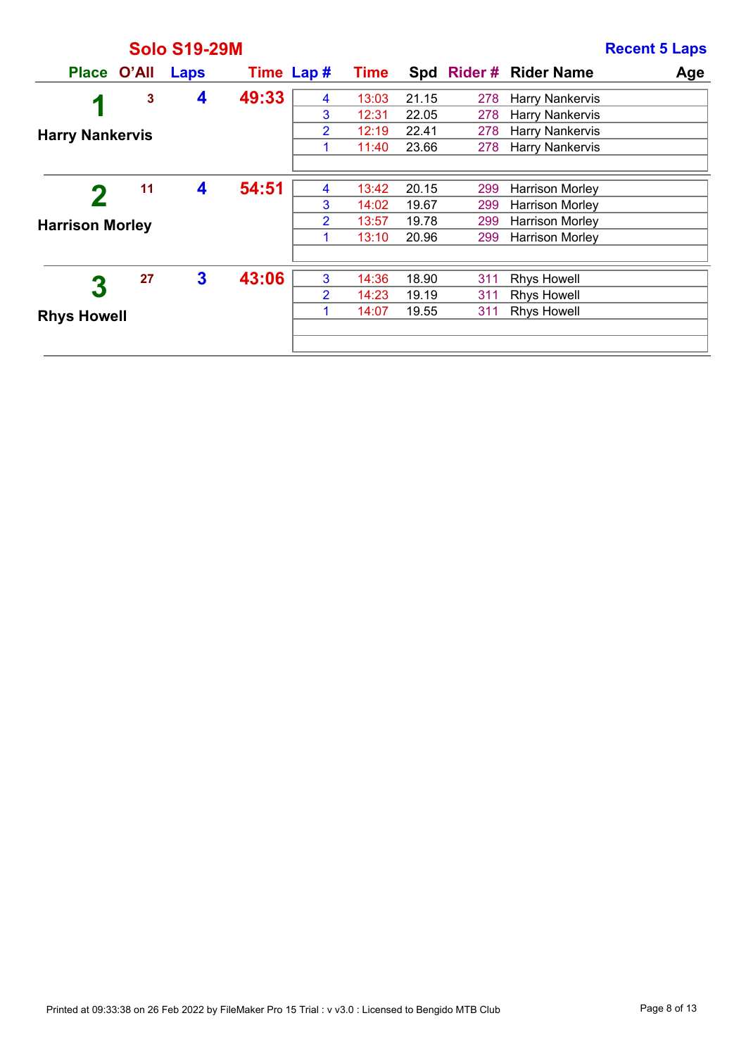## Solo S19-29M

**Recent 5 Laps**

| Place | O'All | Laps | Time | Lap # | Time | Spd | Rider # | Rider Name | Age |
|---|---|---|---|---|---|---|---|---|---|
| **1** Harry Nankervis | 3 | 4 | 49:33 | 4 | 13:03 | 21.15 | 278 | Harry Nankervis | |
| | | | | 3 | 12:31 | 22.05 | 278 | Harry Nankervis | |
| | | | | 2 | 12:19 | 22.41 | 278 | Harry Nankervis | |
| | | | | 1 | 11:40 | 23.66 | 278 | Harry Nankervis | |
| **2** Harrison Morley | 11 | 4 | 54:51 | 4 | 13:42 | 20.15 | 299 | Harrison Morley | |
| | | | | 3 | 14:02 | 19.67 | 299 | Harrison Morley | |
| | | | | 2 | 13:57 | 19.78 | 299 | Harrison Morley | |
| | | | | 1 | 13:10 | 20.96 | 299 | Harrison Morley | |
| **3** Rhys Howell | 27 | 3 | 43:06 | 3 | 14:36 | 18.90 | 311 | Rhys Howell | |
| | | | | 2 | 14:23 | 19.19 | 311 | Rhys Howell | |
| | | | | 1 | 14:07 | 19.55 | 311 | Rhys Howell | |

Printed at 09:33:38 on 26 Feb 2022 by FileMaker Pro 15 Trial : v v3.0 : Licensed to Bengido MTB Club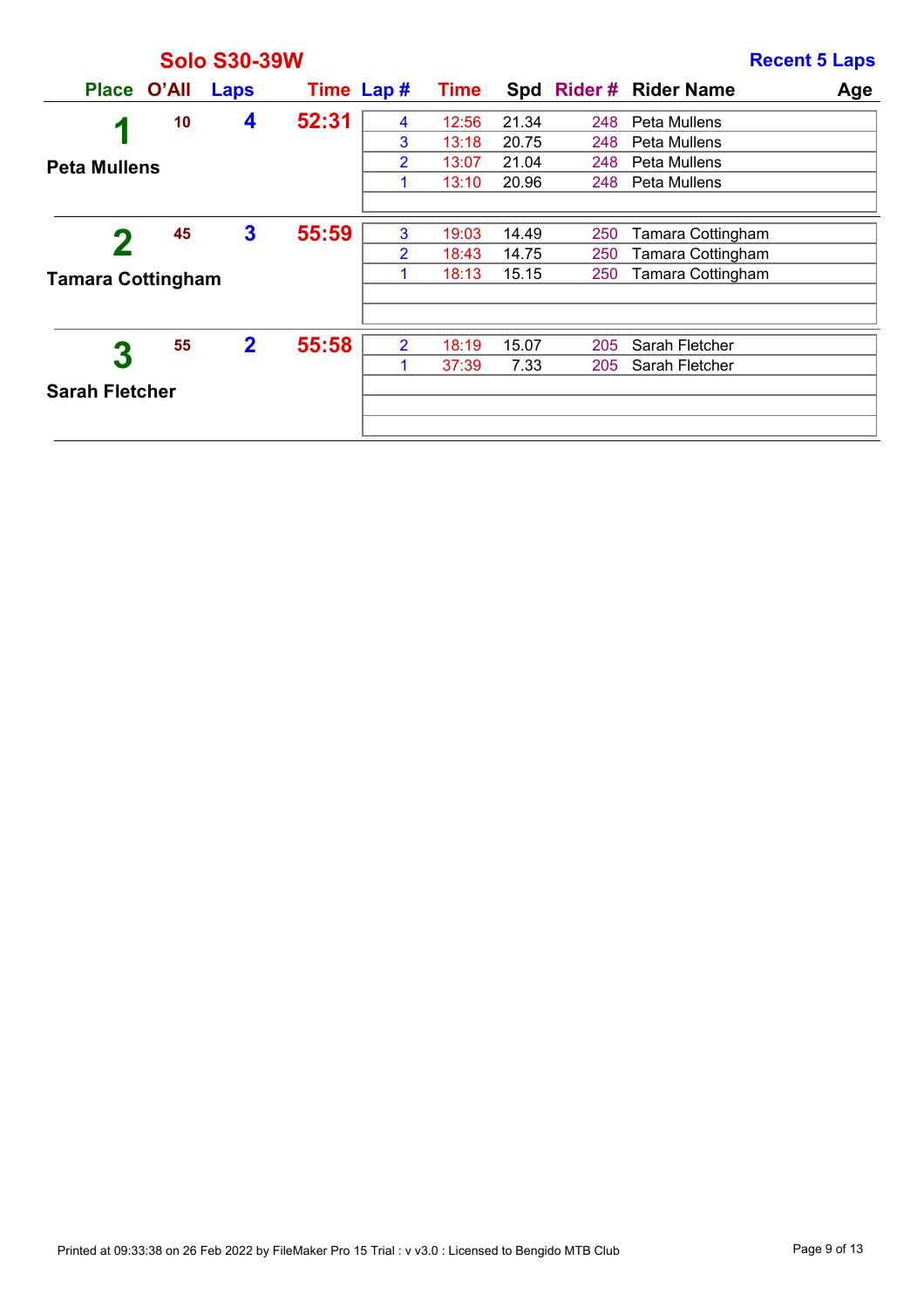## Solo S30-39W

**Recent 5 Laps**

| Place | O'All | Laps | Time | Lap # | Time | Spd | Rider # | Rider Name | Age |
|---|---|---|---|---|---|---|---|---|---|
| **1** | 10 | **4** | **52:31** | 4 | 12:56 | 21.34 | 248 | Peta Mullens | |
| | | | | 3 | 13:18 | 20.75 | 248 | Peta Mullens | |
| **Peta Mullens** | | | | 2 | 13:07 | 21.04 | 248 | Peta Mullens | |
| | | | | 1 | 13:10 | 20.96 | 248 | Peta Mullens | |
| **2** | 45 | **3** | **55:59** | 3 | 19:03 | 14.49 | 250 | Tamara Cottingham | |
| | | | | 2 | 18:43 | 14.75 | 250 | Tamara Cottingham | |
| **Tamara Cottingham** | | | | 1 | 18:13 | 15.15 | 250 | Tamara Cottingham | |
| **3** | 55 | **2** | **55:58** | 2 | 18:19 | 15.07 | 205 | Sarah Fletcher | |
| | | | | 1 | 37:39 | 7.33 | 205 | Sarah Fletcher | |
| **Sarah Fletcher** | | | | | | | | | |

Printed at 09:33:38 on 26 Feb 2022 by FileMaker Pro 15 Trial : v v3.0 : Licensed to Bengido MTB Club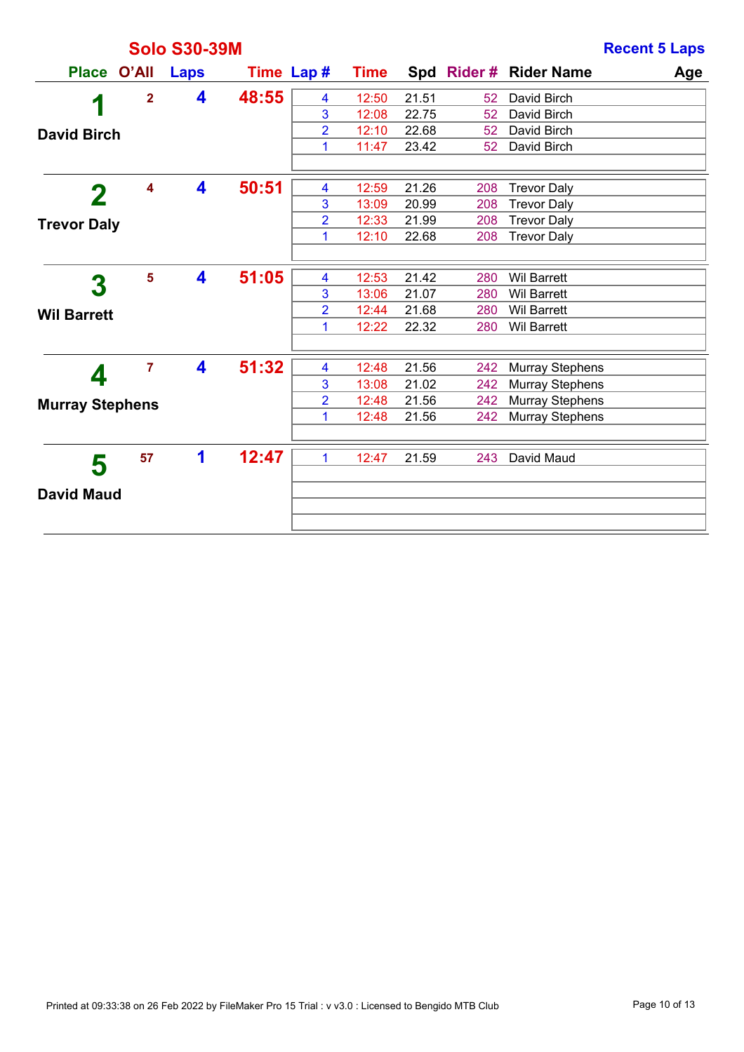## Solo S30-39M

**Recent 5 Laps**

| Place | O'All | Laps | Time | Lap # | Time | Spd | Rider # | Rider Name | Age |
|---|---|---|---|---|---|---|---|---|---|
| **1** David Birch | 2 | 4 | 48:55 | 4 | 12:50 | 21.51 | 52 | David Birch | |
| | | | | 3 | 12:08 | 22.75 | 52 | David Birch | |
| | | | | 2 | 12:10 | 22.68 | 52 | David Birch | |
| | | | | 1 | 11:47 | 23.42 | 52 | David Birch | |
| **2** Trevor Daly | 4 | 4 | 50:51 | 4 | 12:59 | 21.26 | 208 | Trevor Daly | |
| | | | | 3 | 13:09 | 20.99 | 208 | Trevor Daly | |
| | | | | 2 | 12:33 | 21.99 | 208 | Trevor Daly | |
| | | | | 1 | 12:10 | 22.68 | 208 | Trevor Daly | |
| **3** Wil Barrett | 5 | 4 | 51:05 | 4 | 12:53 | 21.42 | 280 | Wil Barrett | |
| | | | | 3 | 13:06 | 21.07 | 280 | Wil Barrett | |
| | | | | 2 | 12:44 | 21.68 | 280 | Wil Barrett | |
| | | | | 1 | 12:22 | 22.32 | 280 | Wil Barrett | |
| **4** Murray Stephens | 7 | 4 | 51:32 | 4 | 12:48 | 21.56 | 242 | Murray Stephens | |
| | | | | 3 | 13:08 | 21.02 | 242 | Murray Stephens | |
| | | | | 2 | 12:48 | 21.56 | 242 | Murray Stephens | |
| | | | | 1 | 12:48 | 21.56 | 242 | Murray Stephens | |
| **5** David Maud | 57 | 1 | 12:47 | 1 | 12:47 | 21.59 | 243 | David Maud | |

Printed at 09:33:38 on 26 Feb 2022 by FileMaker Pro 15 Trial : v v3.0 : Licensed to Bengido MTB Club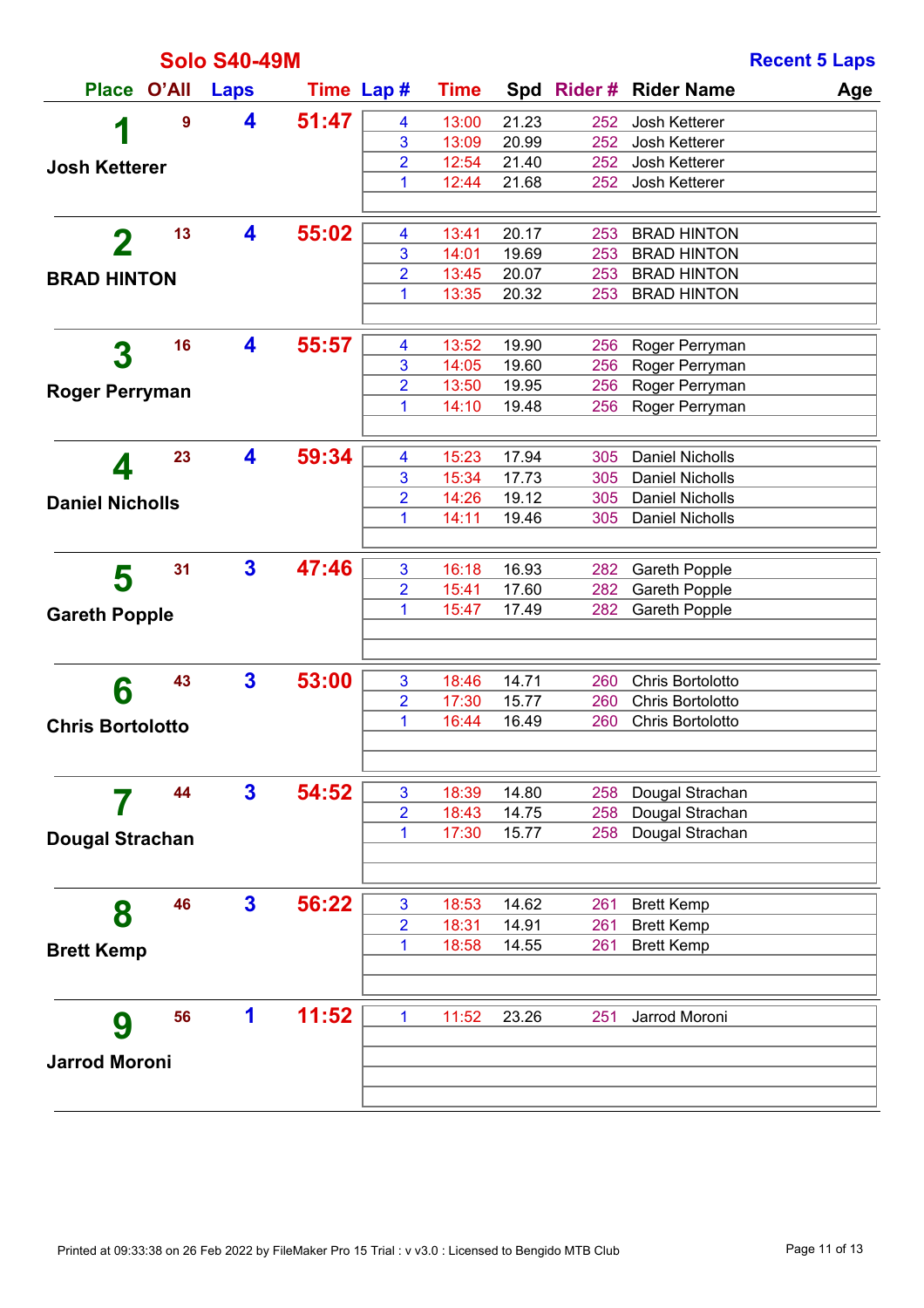## Solo S40-49M

**Recent 5 Laps**

| Place | O'All | Laps | Time | Lap # | Time | Spd | Rider # | Rider Name | Age |
|---|---|---|---|---|---|---|---|---|---|
| **1** Josh Ketterer | 9 | 4 | 51:47 | 4 | 13:00 | 21.23 | 252 | Josh Ketterer | |
| | | | | 3 | 13:09 | 20.99 | 252 | Josh Ketterer | |
| | | | | 2 | 12:54 | 21.40 | 252 | Josh Ketterer | |
| | | | | 1 | 12:44 | 21.68 | 252 | Josh Ketterer | |
| **2** BRAD HINTON | 13 | 4 | 55:02 | 4 | 13:41 | 20.17 | 253 | BRAD HINTON | |
| | | | | 3 | 14:01 | 19.69 | 253 | BRAD HINTON | |
| | | | | 2 | 13:45 | 20.07 | 253 | BRAD HINTON | |
| | | | | 1 | 13:35 | 20.32 | 253 | BRAD HINTON | |
| **3** Roger Perryman | 16 | 4 | 55:57 | 4 | 13:52 | 19.90 | 256 | Roger Perryman | |
| | | | | 3 | 14:05 | 19.60 | 256 | Roger Perryman | |
| | | | | 2 | 13:50 | 19.95 | 256 | Roger Perryman | |
| | | | | 1 | 14:10 | 19.48 | 256 | Roger Perryman | |
| **4** Daniel Nicholls | 23 | 4 | 59:34 | 4 | 15:23 | 17.94 | 305 | Daniel Nicholls | |
| | | | | 3 | 15:34 | 17.73 | 305 | Daniel Nicholls | |
| | | | | 2 | 14:26 | 19.12 | 305 | Daniel Nicholls | |
| | | | | 1 | 14:11 | 19.46 | 305 | Daniel Nicholls | |
| **5** Gareth Popple | 31 | 3 | 47:46 | 3 | 16:18 | 16.93 | 282 | Gareth Popple | |
| | | | | 2 | 15:41 | 17.60 | 282 | Gareth Popple | |
| | | | | 1 | 15:47 | 17.49 | 282 | Gareth Popple | |
| **6** Chris Bortolotto | 43 | 3 | 53:00 | 3 | 18:46 | 14.71 | 260 | Chris Bortolotto | |
| | | | | 2 | 17:30 | 15.77 | 260 | Chris Bortolotto | |
| | | | | 1 | 16:44 | 16.49 | 260 | Chris Bortolotto | |
| **7** Dougal Strachan | 44 | 3 | 54:52 | 3 | 18:39 | 14.80 | 258 | Dougal Strachan | |
| | | | | 2 | 18:43 | 14.75 | 258 | Dougal Strachan | |
| | | | | 1 | 17:30 | 15.77 | 258 | Dougal Strachan | |
| **8** Brett Kemp | 46 | 3 | 56:22 | 3 | 18:53 | 14.62 | 261 | Brett Kemp | |
| | | | | 2 | 18:31 | 14.91 | 261 | Brett Kemp | |
| | | | | 1 | 18:58 | 14.55 | 261 | Brett Kemp | |
| **9** Jarrod Moroni | 56 | 1 | 11:52 | 1 | 11:52 | 23.26 | 251 | Jarrod Moroni | |

Printed at 09:33:38 on 26 Feb 2022 by FileMaker Pro 15 Trial : v v3.0 : Licensed to Bengido MTB Club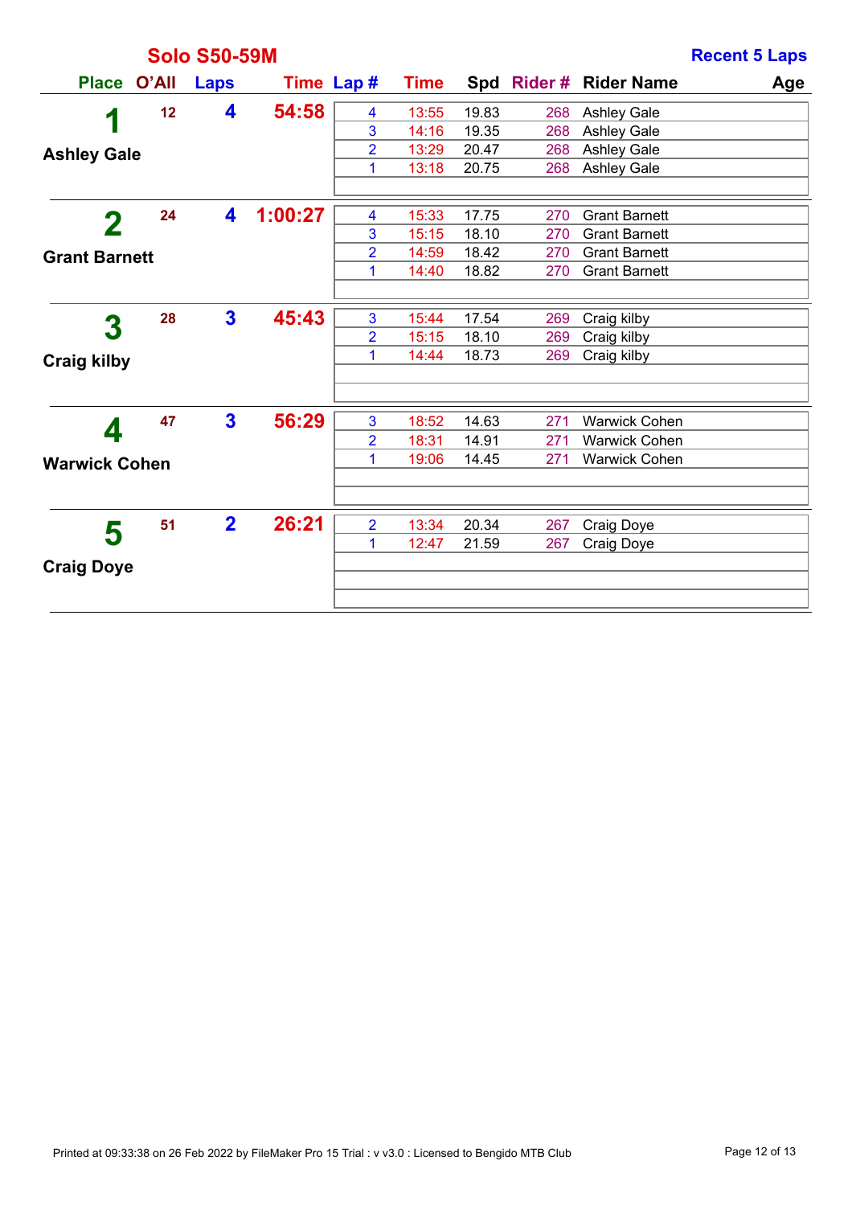## Solo S50-59M

**Recent 5 Laps**

| Place | O'All | Laps | Time | Lap # | Time | Spd | Rider # | Rider Name | Age |
|---|---|---|---|---|---|---|---|---|---|
| 1 Ashley Gale | 12 | 4 | 54:58 | 4 | 13:55 | 19.83 | 268 | Ashley Gale | |
| | | | | 3 | 14:16 | 19.35 | 268 | Ashley Gale | |
| | | | | 2 | 13:29 | 20.47 | 268 | Ashley Gale | |
| | | | | 1 | 13:18 | 20.75 | 268 | Ashley Gale | |
| 2 Grant Barnett | 24 | 4 | 1:00:27 | 4 | 15:33 | 17.75 | 270 | Grant Barnett | |
| | | | | 3 | 15:15 | 18.10 | 270 | Grant Barnett | |
| | | | | 2 | 14:59 | 18.42 | 270 | Grant Barnett | |
| | | | | 1 | 14:40 | 18.82 | 270 | Grant Barnett | |
| 3 Craig kilby | 28 | 3 | 45:43 | 3 | 15:44 | 17.54 | 269 | Craig kilby | |
| | | | | 2 | 15:15 | 18.10 | 269 | Craig kilby | |
| | | | | 1 | 14:44 | 18.73 | 269 | Craig kilby | |
| 4 Warwick Cohen | 47 | 3 | 56:29 | 3 | 18:52 | 14.63 | 271 | Warwick Cohen | |
| | | | | 2 | 18:31 | 14.91 | 271 | Warwick Cohen | |
| | | | | 1 | 19:06 | 14.45 | 271 | Warwick Cohen | |
| 5 Craig Doye | 51 | 2 | 26:21 | 2 | 13:34 | 20.34 | 267 | Craig Doye | |
| | | | | 1 | 12:47 | 21.59 | 267 | Craig Doye | |

Printed at 09:33:38 on 26 Feb 2022 by FileMaker Pro 15 Trial : v v3.0 : Licensed to Bengido MTB Club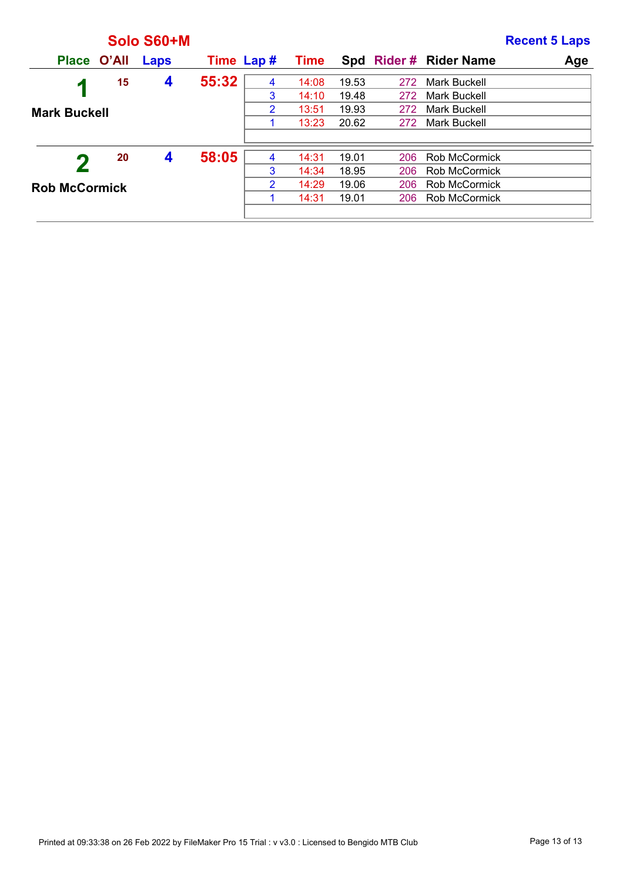## Solo S60+M

**Recent 5 Laps**

| Place | O'All | Laps | Time | Lap # | Time | Spd | Rider # | Rider Name | Age |
|---|---|---|---|---|---|---|---|---|---|
| 1 | 15 | 4 | 55:32 | 4 | 14:08 | 19.53 | 272 | Mark Buckell | |
| Mark Buckell | | | | 3 | 14:10 | 19.48 | 272 | Mark Buckell | |
| | | | | 2 | 13:51 | 19.93 | 272 | Mark Buckell | |
| | | | | 1 | 13:23 | 20.62 | 272 | Mark Buckell | |
| 2 | 20 | 4 | 58:05 | 4 | 14:31 | 19.01 | 206 | Rob McCormick | |
| Rob McCormick | | | | 3 | 14:34 | 18.95 | 206 | Rob McCormick | |
| | | | | 2 | 14:29 | 19.06 | 206 | Rob McCormick | |
| | | | | 1 | 14:31 | 19.01 | 206 | Rob McCormick | |

Printed at 09:33:38 on 26 Feb 2022 by FileMaker Pro 15 Trial : v v3.0 : Licensed to Bengido MTB Club